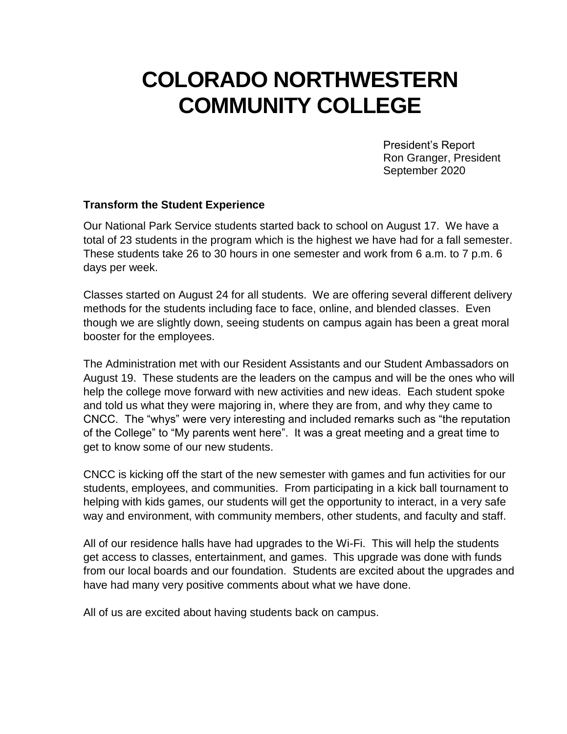# COLORADO NORTHWESTERN COMMUNITY COLLEGE

President's Report
Ron Granger, President
September 2020

**Transform the Student Experience**

Our National Park Service students started back to school on August 17. We have a total of 23 students in the program which is the highest we have had for a fall semester. These students take 26 to 30 hours in one semester and work from 6 a.m. to 7 p.m. 6 days per week.

Classes started on August 24 for all students. We are offering several different delivery methods for the students including face to face, online, and blended classes. Even though we are slightly down, seeing students on campus again has been a great moral booster for the employees.

The Administration met with our Resident Assistants and our Student Ambassadors on August 19. These students are the leaders on the campus and will be the ones who will help the college move forward with new activities and new ideas. Each student spoke and told us what they were majoring in, where they are from, and why they came to CNCC. The "whys" were very interesting and included remarks such as "the reputation of the College" to "My parents went here". It was a great meeting and a great time to get to know some of our new students.

CNCC is kicking off the start of the new semester with games and fun activities for our students, employees, and communities. From participating in a kick ball tournament to helping with kids games, our students will get the opportunity to interact, in a very safe way and environment, with community members, other students, and faculty and staff.

All of our residence halls have had upgrades to the Wi-Fi. This will help the students get access to classes, entertainment, and games. This upgrade was done with funds from our local boards and our foundation. Students are excited about the upgrades and have had many very positive comments about what we have done.

All of us are excited about having students back on campus.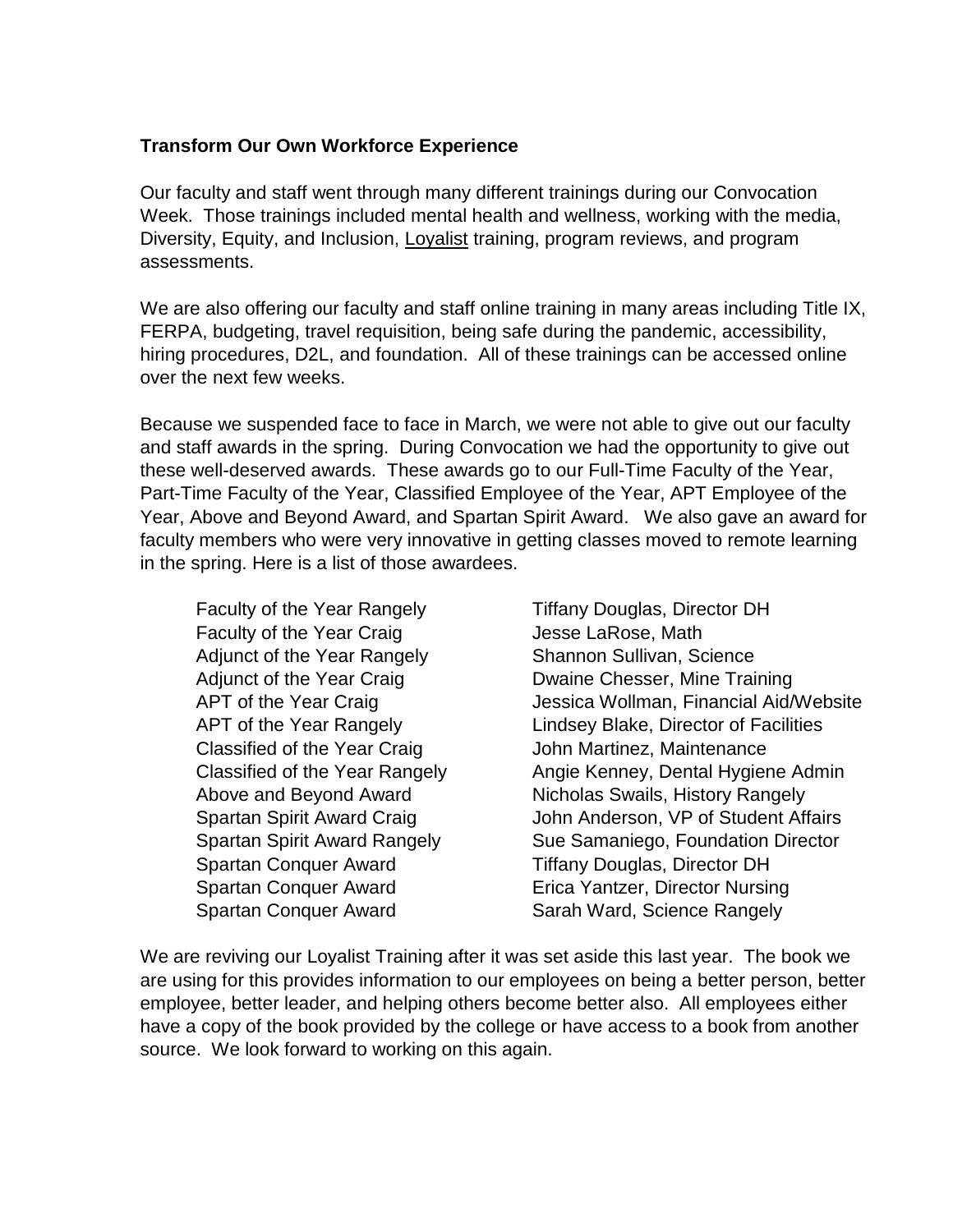**Transform Our Own Workforce Experience**

Our faculty and staff went through many different trainings during our Convocation Week. Those trainings included mental health and wellness, working with the media, Diversity, Equity, and Inclusion, Loyalist training, program reviews, and program assessments.

We are also offering our faculty and staff online training in many areas including Title IX, FERPA, budgeting, travel requisition, being safe during the pandemic, accessibility, hiring procedures, D2L, and foundation. All of these trainings can be accessed online over the next few weeks.

Because we suspended face to face in March, we were not able to give out our faculty and staff awards in the spring. During Convocation we had the opportunity to give out these well-deserved awards. These awards go to our Full-Time Faculty of the Year, Part-Time Faculty of the Year, Classified Employee of the Year, APT Employee of the Year, Above and Beyond Award, and Spartan Spirit Award. We also gave an award for faculty members who were very innovative in getting classes moved to remote learning in the spring. Here is a list of those awardees.

| Award | Awardee |
| --- | --- |
| Faculty of the Year Rangely | Tiffany Douglas, Director DH |
| Faculty of the Year Craig | Jesse LaRose, Math |
| Adjunct of the Year Rangely | Shannon Sullivan, Science |
| Adjunct of the Year Craig | Dwaine Chesser, Mine Training |
| APT of the Year Craig | Jessica Wollman, Financial Aid/Website |
| APT of the Year Rangely | Lindsey Blake, Director of Facilities |
| Classified of the Year Craig | John Martinez, Maintenance |
| Classified of the Year Rangely | Angie Kenney, Dental Hygiene Admin |
| Above and Beyond Award | Nicholas Swails, History Rangely |
| Spartan Spirit Award Craig | John Anderson, VP of Student Affairs |
| Spartan Spirit Award Rangely | Sue Samaniego, Foundation Director |
| Spartan Conquer Award | Tiffany Douglas, Director DH |
| Spartan Conquer Award | Erica Yantzer, Director Nursing |
| Spartan Conquer Award | Sarah Ward, Science Rangely |

We are reviving our Loyalist Training after it was set aside this last year. The book we are using for this provides information to our employees on being a better person, better employee, better leader, and helping others become better also. All employees either have a copy of the book provided by the college or have access to a book from another source. We look forward to working on this again.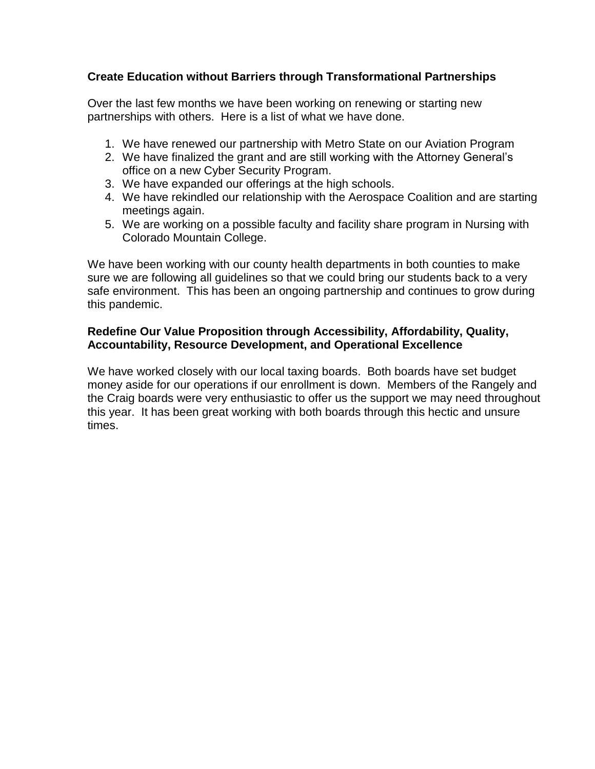**Create Education without Barriers through Transformational Partnerships**

Over the last few months we have been working on renewing or starting new partnerships with others. Here is a list of what we have done.

1. We have renewed our partnership with Metro State on our Aviation Program
2. We have finalized the grant and are still working with the Attorney General's office on a new Cyber Security Program.
3. We have expanded our offerings at the high schools.
4. We have rekindled our relationship with the Aerospace Coalition and are starting meetings again.
5. We are working on a possible faculty and facility share program in Nursing with Colorado Mountain College.

We have been working with our county health departments in both counties to make sure we are following all guidelines so that we could bring our students back to a very safe environment. This has been an ongoing partnership and continues to grow during this pandemic.

**Redefine Our Value Proposition through Accessibility, Affordability, Quality, Accountability, Resource Development, and Operational Excellence**

We have worked closely with our local taxing boards. Both boards have set budget money aside for our operations if our enrollment is down. Members of the Rangely and the Craig boards were very enthusiastic to offer us the support we may need throughout this year. It has been great working with both boards through this hectic and unsure times.